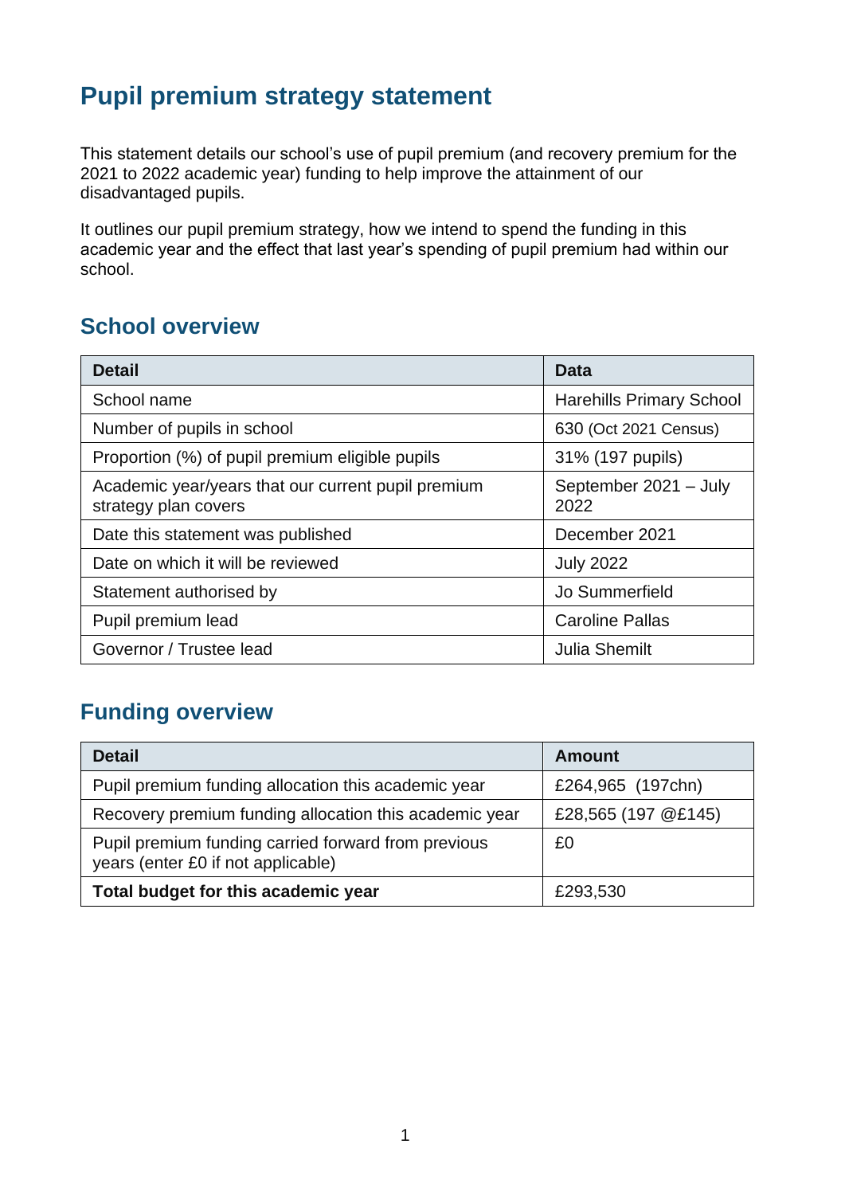# Pupil premium strategy statement

This statement details our school's use of pupil premium (and recovery premium for the 2021 to 2022 academic year) funding to help improve the attainment of our disadvantaged pupils.

It outlines our pupil premium strategy, how we intend to spend the funding in this academic year and the effect that last year's spending of pupil premium had within our school.

## School overview

| Detail | Data |
|---|---|
| School name | Harehills Primary School |
| Number of pupils in school | 630 (Oct 2021 Census) |
| Proportion (%) of pupil premium eligible pupils | 31% (197 pupils) |
| Academic year/years that our current pupil premium strategy plan covers | September 2021 – July 2022 |
| Date this statement was published | December 2021 |
| Date on which it will be reviewed | July 2022 |
| Statement authorised by | Jo Summerfield |
| Pupil premium lead | Caroline Pallas |
| Governor / Trustee lead | Julia Shemilt |

## Funding overview

| Detail | Amount |
|---|---|
| Pupil premium funding allocation this academic year | £264,965 (197chn) |
| Recovery premium funding allocation this academic year | £28,565 (197 @£145) |
| Pupil premium funding carried forward from previous years (enter £0 if not applicable) | £0 |
| **Total budget for this academic year** | £293,530 |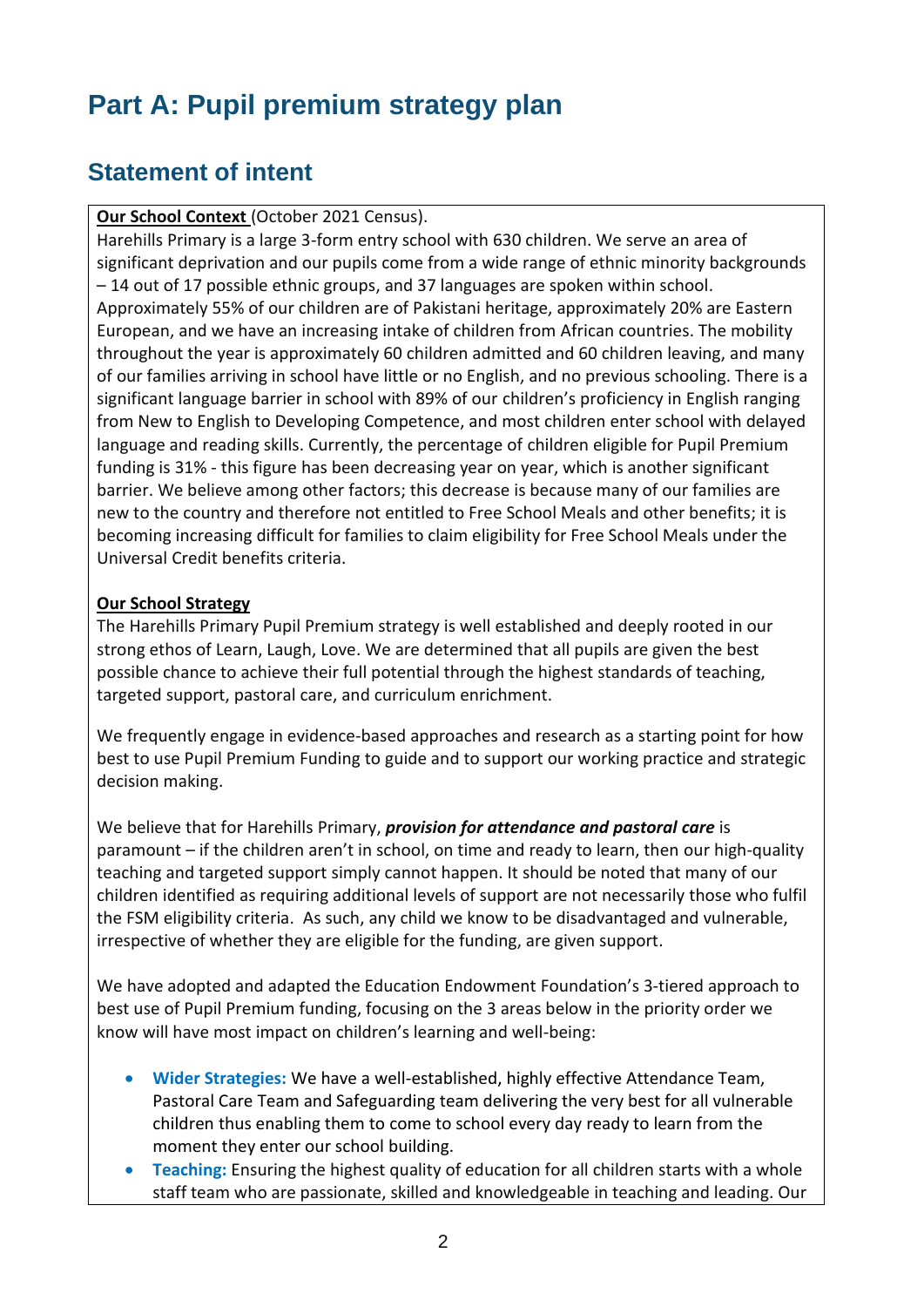# Part A: Pupil premium strategy plan

## Statement of intent

**Our School Context** (October 2021 Census).

Harehills Primary is a large 3-form entry school with 630 children. We serve an area of significant deprivation and our pupils come from a wide range of ethnic minority backgrounds – 14 out of 17 possible ethnic groups, and 37 languages are spoken within school. Approximately 55% of our children are of Pakistani heritage, approximately 20% are Eastern European, and we have an increasing intake of children from African countries. The mobility throughout the year is approximately 60 children admitted and 60 children leaving, and many of our families arriving in school have little or no English, and no previous schooling. There is a significant language barrier in school with 89% of our children's proficiency in English ranging from New to English to Developing Competence, and most children enter school with delayed language and reading skills. Currently, the percentage of children eligible for Pupil Premium funding is 31% - this figure has been decreasing year on year, which is another significant barrier. We believe among other factors; this decrease is because many of our families are new to the country and therefore not entitled to Free School Meals and other benefits; it is becoming increasing difficult for families to claim eligibility for Free School Meals under the Universal Credit benefits criteria.

**Our School Strategy**

The Harehills Primary Pupil Premium strategy is well established and deeply rooted in our strong ethos of Learn, Laugh, Love. We are determined that all pupils are given the best possible chance to achieve their full potential through the highest standards of teaching, targeted support, pastoral care, and curriculum enrichment.

We frequently engage in evidence-based approaches and research as a starting point for how best to use Pupil Premium Funding to guide and to support our working practice and strategic decision making.

We believe that for Harehills Primary, ***provision for attendance and pastoral care*** is paramount – if the children aren't in school, on time and ready to learn, then our high-quality teaching and targeted support simply cannot happen. It should be noted that many of our children identified as requiring additional levels of support are not necessarily those who fulfil the FSM eligibility criteria. As such, any child we know to be disadvantaged and vulnerable, irrespective of whether they are eligible for the funding, are given support.

We have adopted and adapted the Education Endowment Foundation's 3-tiered approach to best use of Pupil Premium funding, focusing on the 3 areas below in the priority order we know will have most impact on children's learning and well-being:

- **Wider Strategies:** We have a well-established, highly effective Attendance Team, Pastoral Care Team and Safeguarding team delivering the very best for all vulnerable children thus enabling them to come to school every day ready to learn from the moment they enter our school building.
- **Teaching:** Ensuring the highest quality of education for all children starts with a whole staff team who are passionate, skilled and knowledgeable in teaching and leading. Our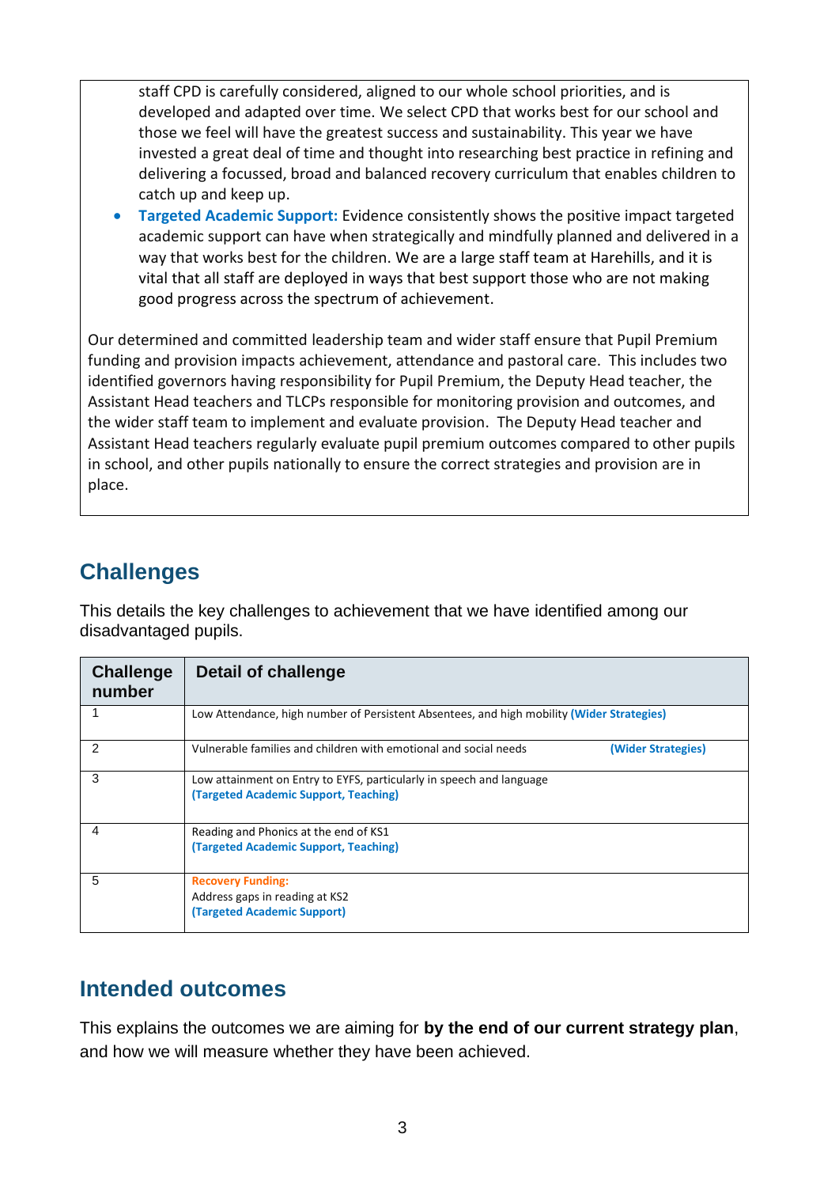staff CPD is carefully considered, aligned to our whole school priorities, and is developed and adapted over time. We select CPD that works best for our school and those we feel will have the greatest success and sustainability. This year we have invested a great deal of time and thought into researching best practice in refining and delivering a focussed, broad and balanced recovery curriculum that enables children to catch up and keep up.

- **Targeted Academic Support:** Evidence consistently shows the positive impact targeted academic support can have when strategically and mindfully planned and delivered in a way that works best for the children. We are a large staff team at Harehills, and it is vital that all staff are deployed in ways that best support those who are not making good progress across the spectrum of achievement.

Our determined and committed leadership team and wider staff ensure that Pupil Premium funding and provision impacts achievement, attendance and pastoral care. This includes two identified governors having responsibility for Pupil Premium, the Deputy Head teacher, the Assistant Head teachers and TLCPs responsible for monitoring provision and outcomes, and the wider staff team to implement and evaluate provision. The Deputy Head teacher and Assistant Head teachers regularly evaluate pupil premium outcomes compared to other pupils in school, and other pupils nationally to ensure the correct strategies and provision are in place.

## Challenges

This details the key challenges to achievement that we have identified among our disadvantaged pupils.

| Challenge number | Detail of challenge |
|---|---|
| 1 | Low Attendance, high number of Persistent Absentees, and high mobility **(Wider Strategies)** |
| 2 | Vulnerable families and children with emotional and social needs **(Wider Strategies)** |
| 3 | Low attainment on Entry to EYFS, particularly in speech and language **(Targeted Academic Support, Teaching)** |
| 4 | Reading and Phonics at the end of KS1 **(Targeted Academic Support, Teaching)** |
| 5 | **Recovery Funding:** Address gaps in reading at KS2 **(Targeted Academic Support)** |

## Intended outcomes

This explains the outcomes we are aiming for **by the end of our current strategy plan**, and how we will measure whether they have been achieved.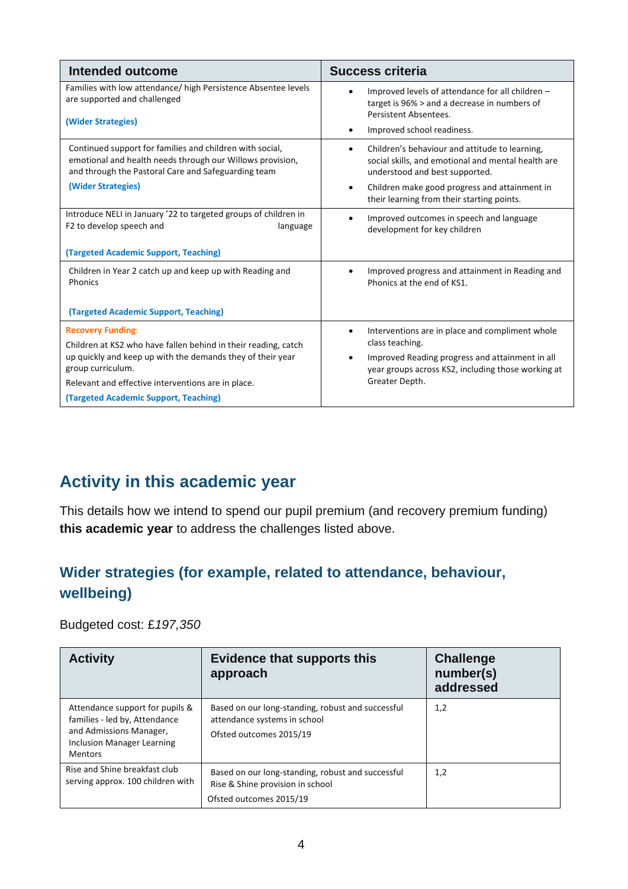| Intended outcome | Success criteria |
|---|---|
| Families with low attendance/ high Persistence Absentee levels are supported and challenged<br><br>**(Wider Strategies)** | • Improved levels of attendance for all children – target is 96% > and a decrease in numbers of Persistent Absentees.<br>• Improved school readiness. |
| Continued support for families and children with social, emotional and health needs through our Willows provision, and through the Pastoral Care and Safeguarding team<br><br>**(Wider Strategies)** | • Children's behaviour and attitude to learning, social skills, and emotional and mental health are understood and best supported.<br>• Children make good progress and attainment in their learning from their starting points. |
| Introduce NELI in January '22 to targeted groups of children in F2 to develop speech and language<br><br>**(Targeted Academic Support, Teaching)** | • Improved outcomes in speech and language development for key children |
| Children in Year 2 catch up and keep up with Reading and Phonics<br><br>**(Targeted Academic Support, Teaching)** | • Improved progress and attainment in Reading and Phonics at the end of KS1. |
| **Recovery Funding**:<br>Children at KS2 who have fallen behind in their reading, catch up quickly and keep up with the demands they of their year group curriculum.<br>Relevant and effective interventions are in place.<br>**(Targeted Academic Support, Teaching)** | • Interventions are in place and compliment whole class teaching.<br>• Improved Reading progress and attainment in all year groups across KS2, including those working at Greater Depth. |

## Activity in this academic year

This details how we intend to spend our pupil premium (and recovery premium funding) **this academic year** to address the challenges listed above.

### Wider strategies (for example, related to attendance, behaviour, wellbeing)

Budgeted cost: £*197,350*

| Activity | Evidence that supports this approach | Challenge number(s) addressed |
|---|---|---|
| Attendance support for pupils & families - led by, Attendance and Admissions Manager, Inclusion Manager Learning Mentors | Based on our long-standing, robust and successful attendance systems in school<br>Ofsted outcomes 2015/19 | 1,2 |
| Rise and Shine breakfast club serving approx. 100 children with | Based on our long-standing, robust and successful Rise & Shine provision in school<br>Ofsted outcomes 2015/19 | 1,2 |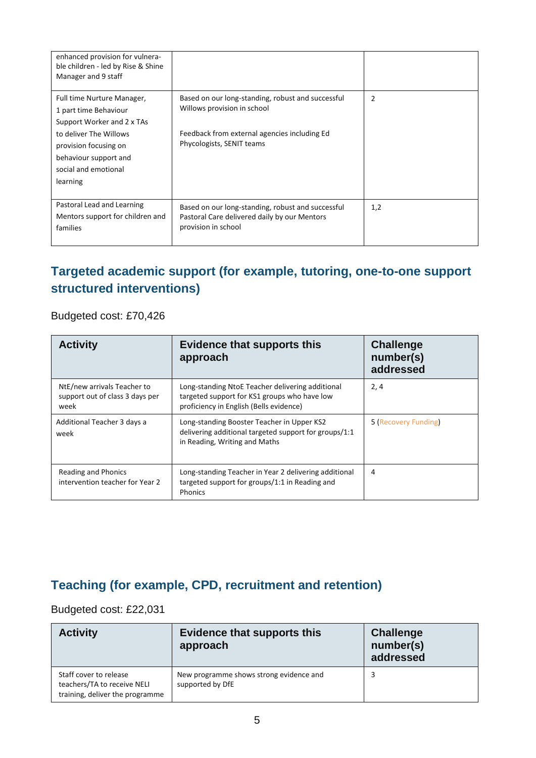| | | |
|---|---|---|
| enhanced provision for vulnerable children - led by Rise & Shine Manager and 9 staff | | |
| Full time Nurture Manager, 1 part time Behaviour Support Worker and 2 x TAs to deliver The Willows provision focusing on behaviour support and social and emotional learning | Based on our long-standing, robust and successful Willows provision in school<br><br>Feedback from external agencies including Ed Phycologists, SENIT teams | 2 |
| Pastoral Lead and Learning Mentors support for children and families | Based on our long-standing, robust and successful Pastoral Care delivered daily by our Mentors provision in school | 1,2 |

## Targeted academic support (for example, tutoring, one-to-one support structured interventions)

Budgeted cost: £70,426

| Activity | Evidence that supports this approach | Challenge number(s) addressed |
|---|---|---|
| NtE/new arrivals Teacher to support out of class 3 days per week | Long-standing NtoE Teacher delivering additional targeted support for KS1 groups who have low proficiency in English (Bells evidence) | 2, 4 |
| Additional Teacher 3 days a week | Long-standing Booster Teacher in Upper KS2 delivering additional targeted support for groups/1:1 in Reading, Writing and Maths | 5 (Recovery Funding) |
| Reading and Phonics intervention teacher for Year 2 | Long-standing Teacher in Year 2 delivering additional targeted support for groups/1:1 in Reading and Phonics | 4 |

## Teaching (for example, CPD, recruitment and retention)

Budgeted cost: £22,031

| Activity | Evidence that supports this approach | Challenge number(s) addressed |
|---|---|---|
| Staff cover to release teachers/TA to receive NELI training, deliver the programme | New programme shows strong evidence and supported by DfE | 3 |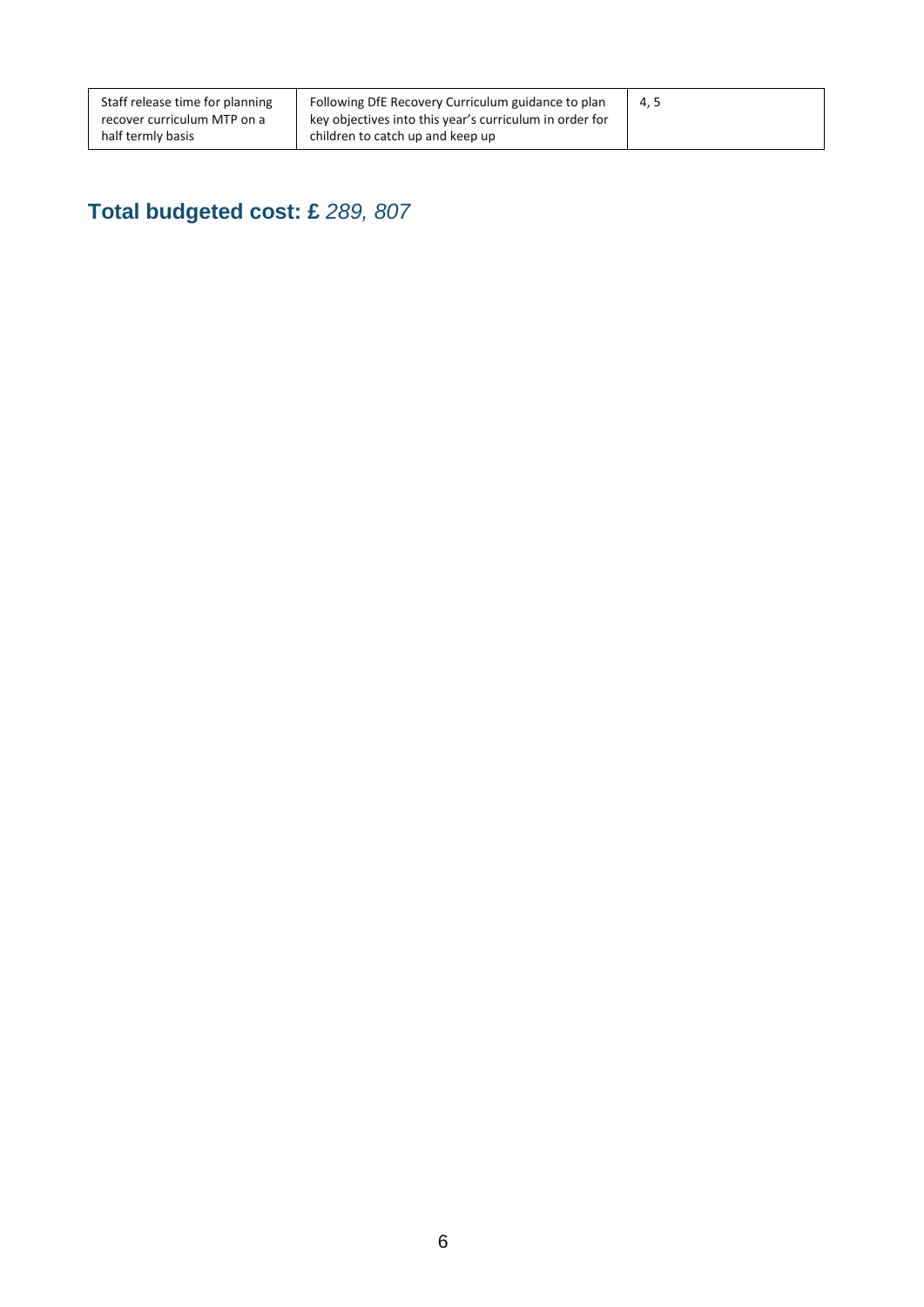| | | |
|---|---|---|
| Staff release time for planning recover curriculum MTP on a half termly basis | Following DfE Recovery Curriculum guidance to plan key objectives into this year's curriculum in order for children to catch up and keep up | 4, 5 |

## **Total budgeted cost: £** *289, 807*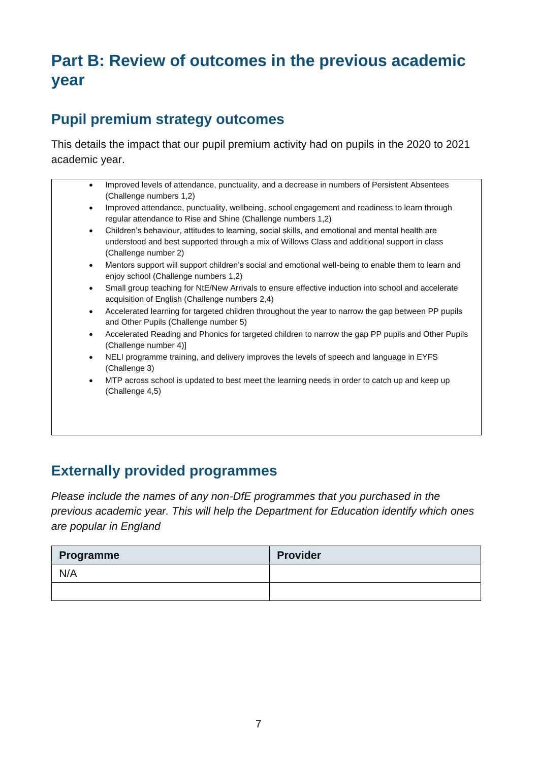# Part B: Review of outcomes in the previous academic year

## Pupil premium strategy outcomes

This details the impact that our pupil premium activity had on pupils in the 2020 to 2021 academic year.

- Improved levels of attendance, punctuality, and a decrease in numbers of Persistent Absentees (Challenge numbers 1,2)
- Improved attendance, punctuality, wellbeing, school engagement and readiness to learn through regular attendance to Rise and Shine (Challenge numbers 1,2)
- Children's behaviour, attitudes to learning, social skills, and emotional and mental health are understood and best supported through a mix of Willows Class and additional support in class (Challenge number 2)
- Mentors support will support children's social and emotional well-being to enable them to learn and enjoy school (Challenge numbers 1,2)
- Small group teaching for NtE/New Arrivals to ensure effective induction into school and accelerate acquisition of English (Challenge numbers 2,4)
- Accelerated learning for targeted children throughout the year to narrow the gap between PP pupils and Other Pupils (Challenge number 5)
- Accelerated Reading and Phonics for targeted children to narrow the gap PP pupils and Other Pupils (Challenge number 4)]
- NELI programme training, and delivery improves the levels of speech and language in EYFS (Challenge 3)
- MTP across school is updated to best meet the learning needs in order to catch up and keep up (Challenge 4,5)

## Externally provided programmes

*Please include the names of any non-DfE programmes that you purchased in the previous academic year. This will help the Department for Education identify which ones are popular in England*

| Programme | Provider |
|---|---|
| N/A | |
| | |